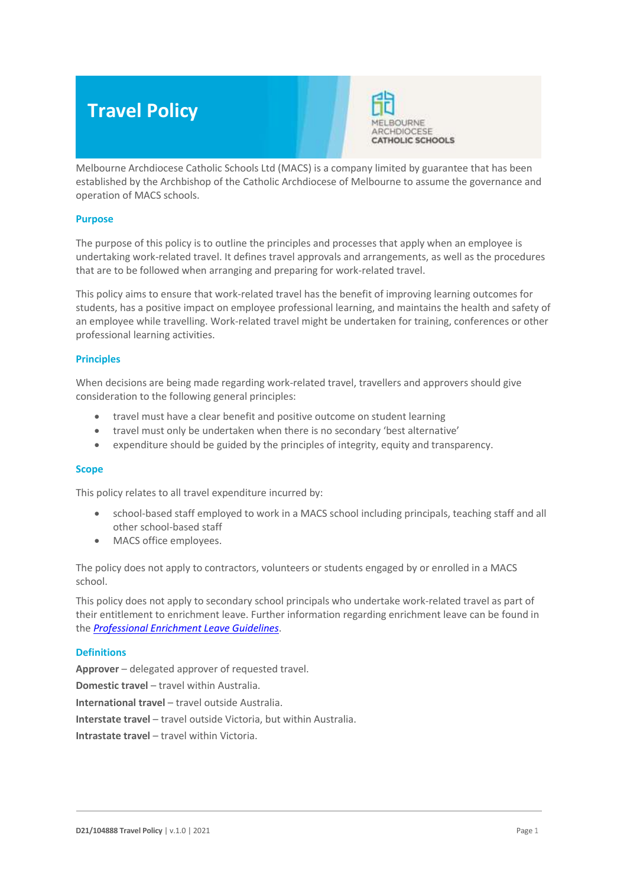# Travel Policy

Melbourne Archdiocese Catholic Schools Ltd (MACS) is a company limited by guarantee that has been established by the Archbishop of the Catholic Archdiocese of Melbourne to assume the governance and operation of MACS schools.

## Purpose

The purpose of this policy is to outline the principles and processes that apply when an employee is undertaking work-related travel. It defines travel approvals and arrangements, as well as the procedures that are to be followed when arranging and preparing for work-related travel.

This policy aims to ensure that work-related travel has the benefit of improving learning outcomes for students, has a positive impact on employee professional learning, and maintains the health and safety of an employee while travelling. Work-related travel might be undertaken for training, conferences or other professional learning activities.

## Principles

When decisions are being made regarding work-related travel, travellers and approvers should give consideration to the following general principles:

- travel must have a clear benefit and positive outcome on student learning
- travel must only be undertaken when there is no secondary 'best alternative'
- expenditure should be guided by the principles of integrity, equity and transparency.

## Scope

This policy relates to all travel expenditure incurred by:

- school-based staff employed to work in a MACS school including principals, teaching staff and all other school-based staff
- MACS office employees.

The policy does not apply to contractors, volunteers or students engaged by or enrolled in a MACS school.

This policy does not apply to secondary school principals who undertake work-related travel as part of their entitlement to enrichment leave. Further information regarding enrichment leave can be found in the *Professional Enrichment Leave Guidelines*.

## Definitions

**Approver** – delegated approver of requested travel.

**Domestic travel** – travel within Australia.

**International travel** – travel outside Australia.

**Interstate travel** – travel outside Victoria, but within Australia.

**Intrastate travel** – travel within Victoria.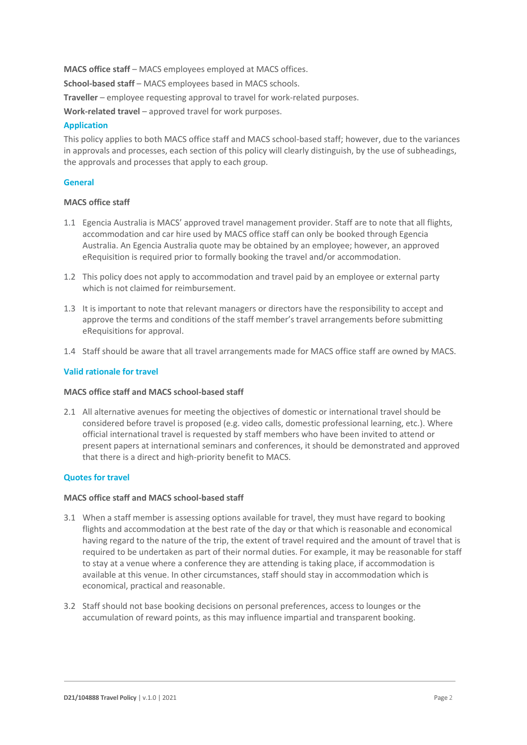**MACS office staff** – MACS employees employed at MACS offices.

**School-based staff** – MACS employees based in MACS schools.

**Traveller** – employee requesting approval to travel for work-related purposes.

**Work-related travel** – approved travel for work purposes.

## Application

This policy applies to both MACS office staff and MACS school-based staff; however, due to the variances in approvals and processes, each section of this policy will clearly distinguish, by the use of subheadings, the approvals and processes that apply to each group.

## General

### MACS office staff

1.1 Egencia Australia is MACS' approved travel management provider. Staff are to note that all flights, accommodation and car hire used by MACS office staff can only be booked through Egencia Australia. An Egencia Australia quote may be obtained by an employee; however, an approved eRequisition is required prior to formally booking the travel and/or accommodation.

1.2 This policy does not apply to accommodation and travel paid by an employee or external party which is not claimed for reimbursement.

1.3 It is important to note that relevant managers or directors have the responsibility to accept and approve the terms and conditions of the staff member's travel arrangements before submitting eRequisitions for approval.

1.4 Staff should be aware that all travel arrangements made for MACS office staff are owned by MACS.

## Valid rationale for travel

### MACS office staff and MACS school-based staff

2.1 All alternative avenues for meeting the objectives of domestic or international travel should be considered before travel is proposed (e.g. video calls, domestic professional learning, etc.). Where official international travel is requested by staff members who have been invited to attend or present papers at international seminars and conferences, it should be demonstrated and approved that there is a direct and high-priority benefit to MACS.

## Quotes for travel

### MACS office staff and MACS school-based staff

3.1 When a staff member is assessing options available for travel, they must have regard to booking flights and accommodation at the best rate of the day or that which is reasonable and economical having regard to the nature of the trip, the extent of travel required and the amount of travel that is required to be undertaken as part of their normal duties. For example, it may be reasonable for staff to stay at a venue where a conference they are attending is taking place, if accommodation is available at this venue. In other circumstances, staff should stay in accommodation which is economical, practical and reasonable.

3.2 Staff should not base booking decisions on personal preferences, access to lounges or the accumulation of reward points, as this may influence impartial and transparent booking.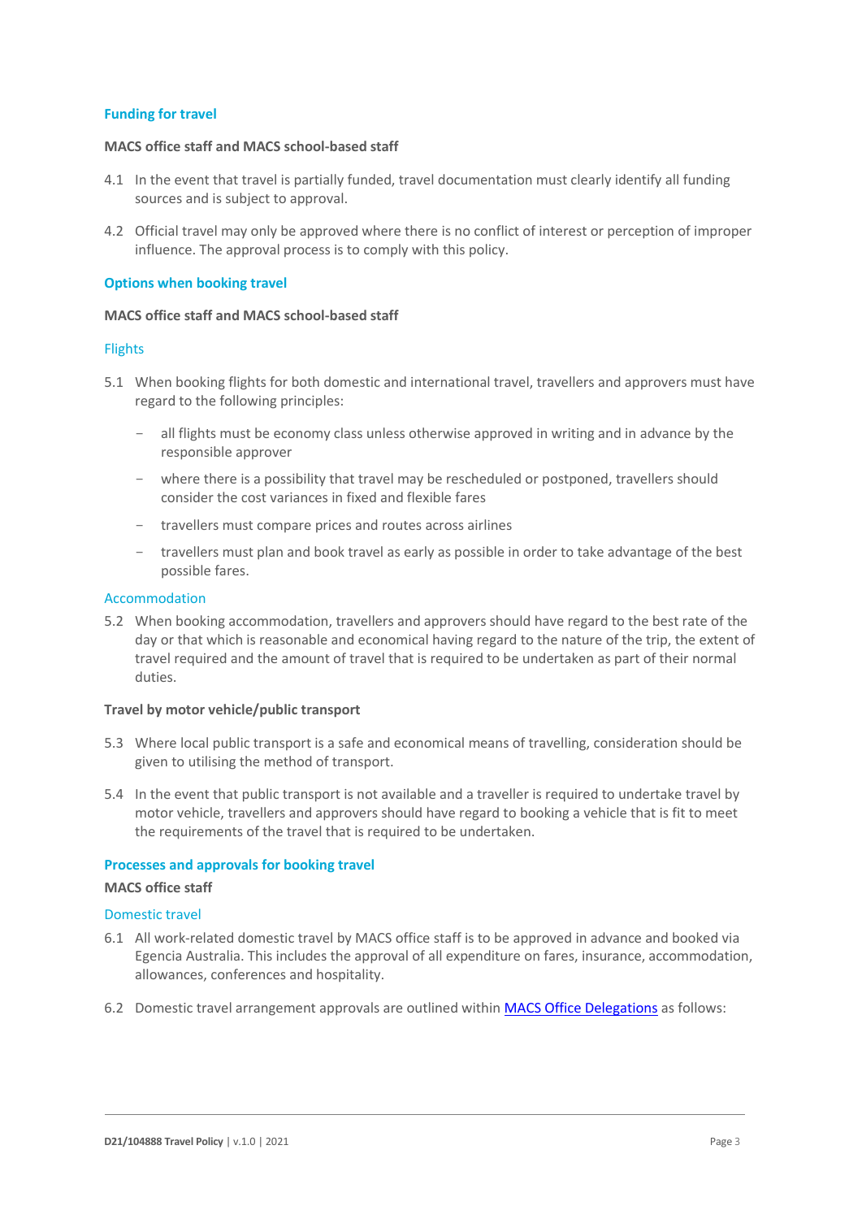### Funding for travel

**MACS office staff and MACS school-based staff**

4.1 In the event that travel is partially funded, travel documentation must clearly identify all funding sources and is subject to approval.

4.2 Official travel may only be approved where there is no conflict of interest or perception of improper influence. The approval process is to comply with this policy.

### Options when booking travel

**MACS office staff and MACS school-based staff**

#### Flights

5.1 When booking flights for both domestic and international travel, travellers and approvers must have regard to the following principles:

- all flights must be economy class unless otherwise approved in writing and in advance by the responsible approver
- where there is a possibility that travel may be rescheduled or postponed, travellers should consider the cost variances in fixed and flexible fares
- travellers must compare prices and routes across airlines
- travellers must plan and book travel as early as possible in order to take advantage of the best possible fares.

#### Accommodation

5.2 When booking accommodation, travellers and approvers should have regard to the best rate of the day or that which is reasonable and economical having regard to the nature of the trip, the extent of travel required and the amount of travel that is required to be undertaken as part of their normal duties.

**Travel by motor vehicle/public transport**

5.3 Where local public transport is a safe and economical means of travelling, consideration should be given to utilising the method of transport.

5.4 In the event that public transport is not available and a traveller is required to undertake travel by motor vehicle, travellers and approvers should have regard to booking a vehicle that is fit to meet the requirements of the travel that is required to be undertaken.

### Processes and approvals for booking travel

**MACS office staff**

#### Domestic travel

6.1 All work-related domestic travel by MACS office staff is to be approved in advance and booked via Egencia Australia. This includes the approval of all expenditure on fares, insurance, accommodation, allowances, conferences and hospitality.

6.2 Domestic travel arrangement approvals are outlined within [MACS Office Delegations] as follows: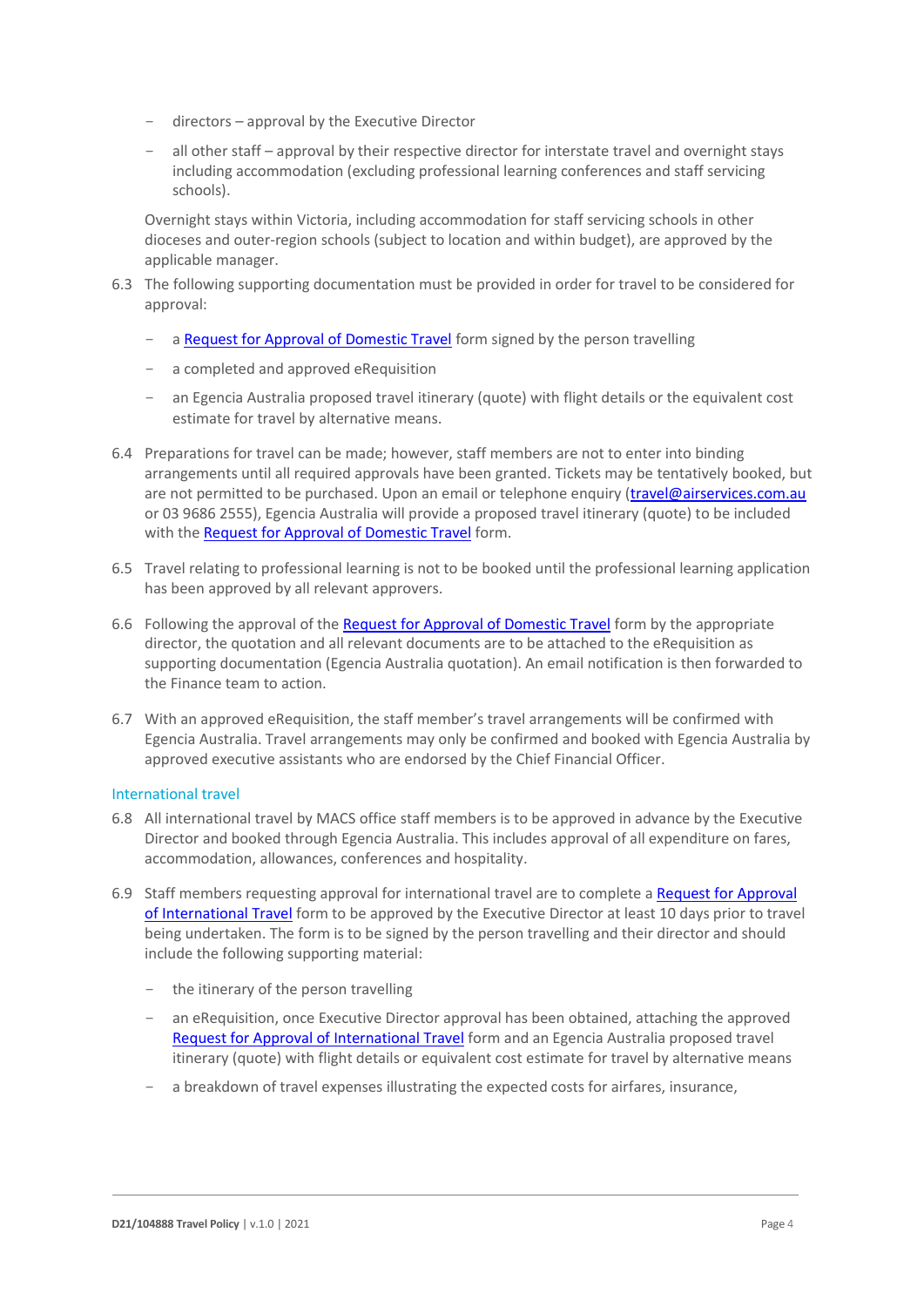- directors – approval by the Executive Director
- all other staff – approval by their respective director for interstate travel and overnight stays including accommodation (excluding professional learning conferences and staff servicing schools).

Overnight stays within Victoria, including accommodation for staff servicing schools in other dioceses and outer-region schools (subject to location and within budget), are approved by the applicable manager.

6.3 The following supporting documentation must be provided in order for travel to be considered for approval:

- a Request for Approval of Domestic Travel form signed by the person travelling
- a completed and approved eRequisition
- an Egencia Australia proposed travel itinerary (quote) with flight details or the equivalent cost estimate for travel by alternative means.

6.4 Preparations for travel can be made; however, staff members are not to enter into binding arrangements until all required approvals have been granted. Tickets may be tentatively booked, but are not permitted to be purchased. Upon an email or telephone enquiry (travel@airservices.com.au or 03 9686 2555), Egencia Australia will provide a proposed travel itinerary (quote) to be included with the Request for Approval of Domestic Travel form.

6.5 Travel relating to professional learning is not to be booked until the professional learning application has been approved by all relevant approvers.

6.6 Following the approval of the Request for Approval of Domestic Travel form by the appropriate director, the quotation and all relevant documents are to be attached to the eRequisition as supporting documentation (Egencia Australia quotation). An email notification is then forwarded to the Finance team to action.

6.7 With an approved eRequisition, the staff member's travel arrangements will be confirmed with Egencia Australia. Travel arrangements may only be confirmed and booked with Egencia Australia by approved executive assistants who are endorsed by the Chief Financial Officer.

### International travel

6.8 All international travel by MACS office staff members is to be approved in advance by the Executive Director and booked through Egencia Australia. This includes approval of all expenditure on fares, accommodation, allowances, conferences and hospitality.

6.9 Staff members requesting approval for international travel are to complete a Request for Approval of International Travel form to be approved by the Executive Director at least 10 days prior to travel being undertaken. The form is to be signed by the person travelling and their director and should include the following supporting material:

- the itinerary of the person travelling
- an eRequisition, once Executive Director approval has been obtained, attaching the approved Request for Approval of International Travel form and an Egencia Australia proposed travel itinerary (quote) with flight details or equivalent cost estimate for travel by alternative means
- a breakdown of travel expenses illustrating the expected costs for airfares, insurance,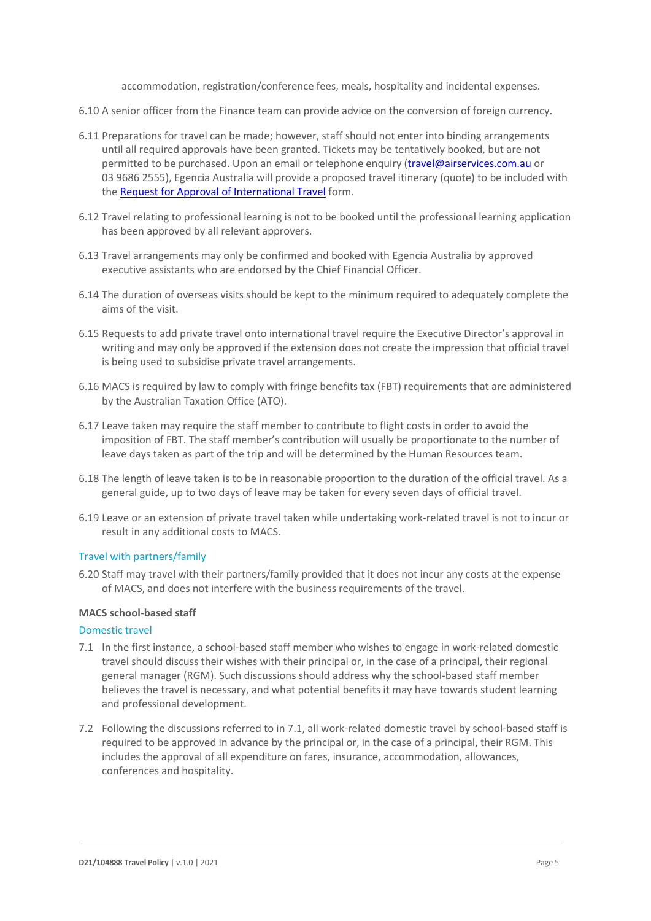accommodation, registration/conference fees, meals, hospitality and incidental expenses.

6.10 A senior officer from the Finance team can provide advice on the conversion of foreign currency.

6.11 Preparations for travel can be made; however, staff should not enter into binding arrangements until all required approvals have been granted. Tickets may be tentatively booked, but are not permitted to be purchased. Upon an email or telephone enquiry (travel@airservices.com.au or 03 9686 2555), Egencia Australia will provide a proposed travel itinerary (quote) to be included with the Request for Approval of International Travel form.

6.12 Travel relating to professional learning is not to be booked until the professional learning application has been approved by all relevant approvers.

6.13 Travel arrangements may only be confirmed and booked with Egencia Australia by approved executive assistants who are endorsed by the Chief Financial Officer.

6.14 The duration of overseas visits should be kept to the minimum required to adequately complete the aims of the visit.

6.15 Requests to add private travel onto international travel require the Executive Director's approval in writing and may only be approved if the extension does not create the impression that official travel is being used to subsidise private travel arrangements.

6.16 MACS is required by law to comply with fringe benefits tax (FBT) requirements that are administered by the Australian Taxation Office (ATO).

6.17 Leave taken may require the staff member to contribute to flight costs in order to avoid the imposition of FBT. The staff member's contribution will usually be proportionate to the number of leave days taken as part of the trip and will be determined by the Human Resources team.

6.18 The length of leave taken is to be in reasonable proportion to the duration of the official travel. As a general guide, up to two days of leave may be taken for every seven days of official travel.

6.19 Leave or an extension of private travel taken while undertaking work-related travel is not to incur or result in any additional costs to MACS.

### Travel with partners/family

6.20 Staff may travel with their partners/family provided that it does not incur any costs at the expense of MACS, and does not interfere with the business requirements of the travel.

## MACS school-based staff

### Domestic travel

7.1 In the first instance, a school-based staff member who wishes to engage in work-related domestic travel should discuss their wishes with their principal or, in the case of a principal, their regional general manager (RGM). Such discussions should address why the school-based staff member believes the travel is necessary, and what potential benefits it may have towards student learning and professional development.

7.2 Following the discussions referred to in 7.1, all work-related domestic travel by school-based staff is required to be approved in advance by the principal or, in the case of a principal, their RGM. This includes the approval of all expenditure on fares, insurance, accommodation, allowances, conferences and hospitality.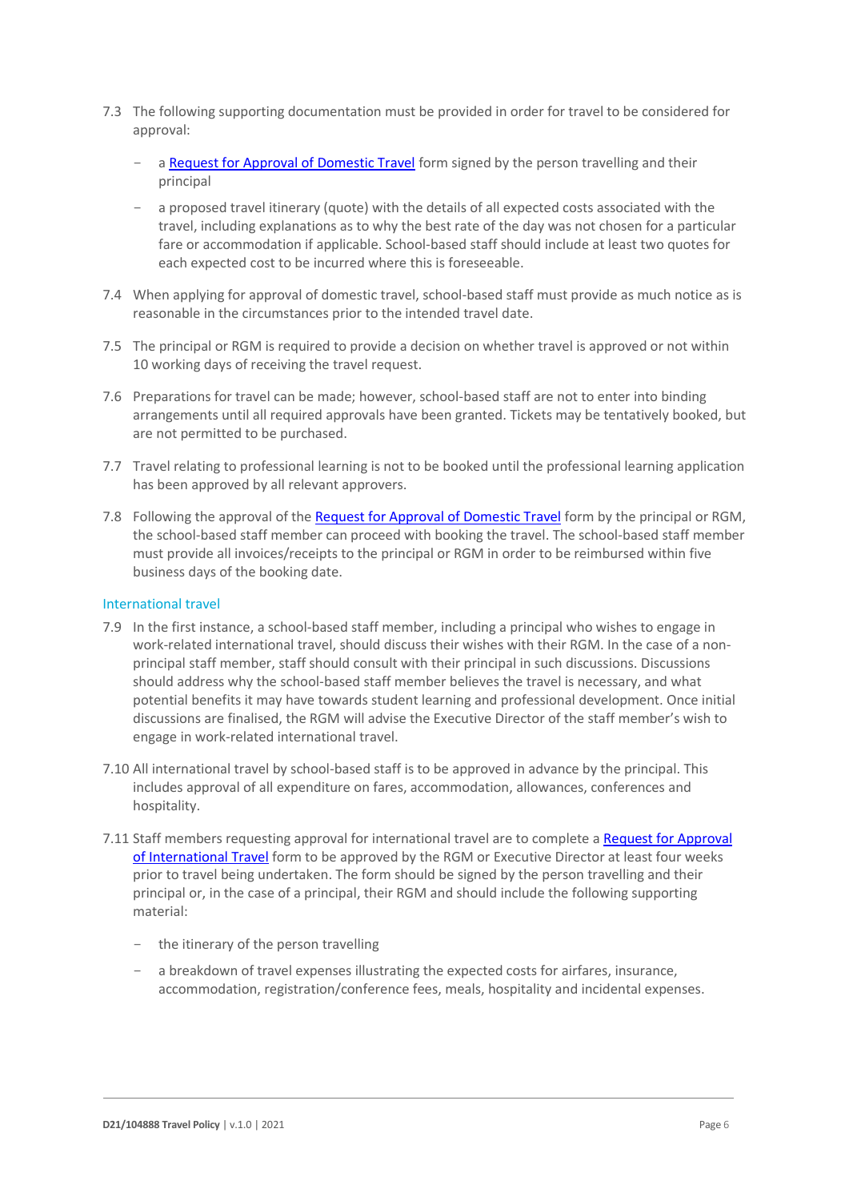7.3 The following supporting documentation must be provided in order for travel to be considered for approval:

- a Request for Approval of Domestic Travel form signed by the person travelling and their principal
- a proposed travel itinerary (quote) with the details of all expected costs associated with the travel, including explanations as to why the best rate of the day was not chosen for a particular fare or accommodation if applicable. School-based staff should include at least two quotes for each expected cost to be incurred where this is foreseeable.

7.4 When applying for approval of domestic travel, school-based staff must provide as much notice as is reasonable in the circumstances prior to the intended travel date.

7.5 The principal or RGM is required to provide a decision on whether travel is approved or not within 10 working days of receiving the travel request.

7.6 Preparations for travel can be made; however, school-based staff are not to enter into binding arrangements until all required approvals have been granted. Tickets may be tentatively booked, but are not permitted to be purchased.

7.7 Travel relating to professional learning is not to be booked until the professional learning application has been approved by all relevant approvers.

7.8 Following the approval of the Request for Approval of Domestic Travel form by the principal or RGM, the school-based staff member can proceed with booking the travel. The school-based staff member must provide all invoices/receipts to the principal or RGM in order to be reimbursed within five business days of the booking date.

### International travel

7.9 In the first instance, a school-based staff member, including a principal who wishes to engage in work-related international travel, should discuss their wishes with their RGM. In the case of a non-principal staff member, staff should consult with their principal in such discussions. Discussions should address why the school-based staff member believes the travel is necessary, and what potential benefits it may have towards student learning and professional development. Once initial discussions are finalised, the RGM will advise the Executive Director of the staff member's wish to engage in work-related international travel.

7.10 All international travel by school-based staff is to be approved in advance by the principal. This includes approval of all expenditure on fares, accommodation, allowances, conferences and hospitality.

7.11 Staff members requesting approval for international travel are to complete a Request for Approval of International Travel form to be approved by the RGM or Executive Director at least four weeks prior to travel being undertaken. The form should be signed by the person travelling and their principal or, in the case of a principal, their RGM and should include the following supporting material:

- the itinerary of the person travelling
- a breakdown of travel expenses illustrating the expected costs for airfares, insurance, accommodation, registration/conference fees, meals, hospitality and incidental expenses.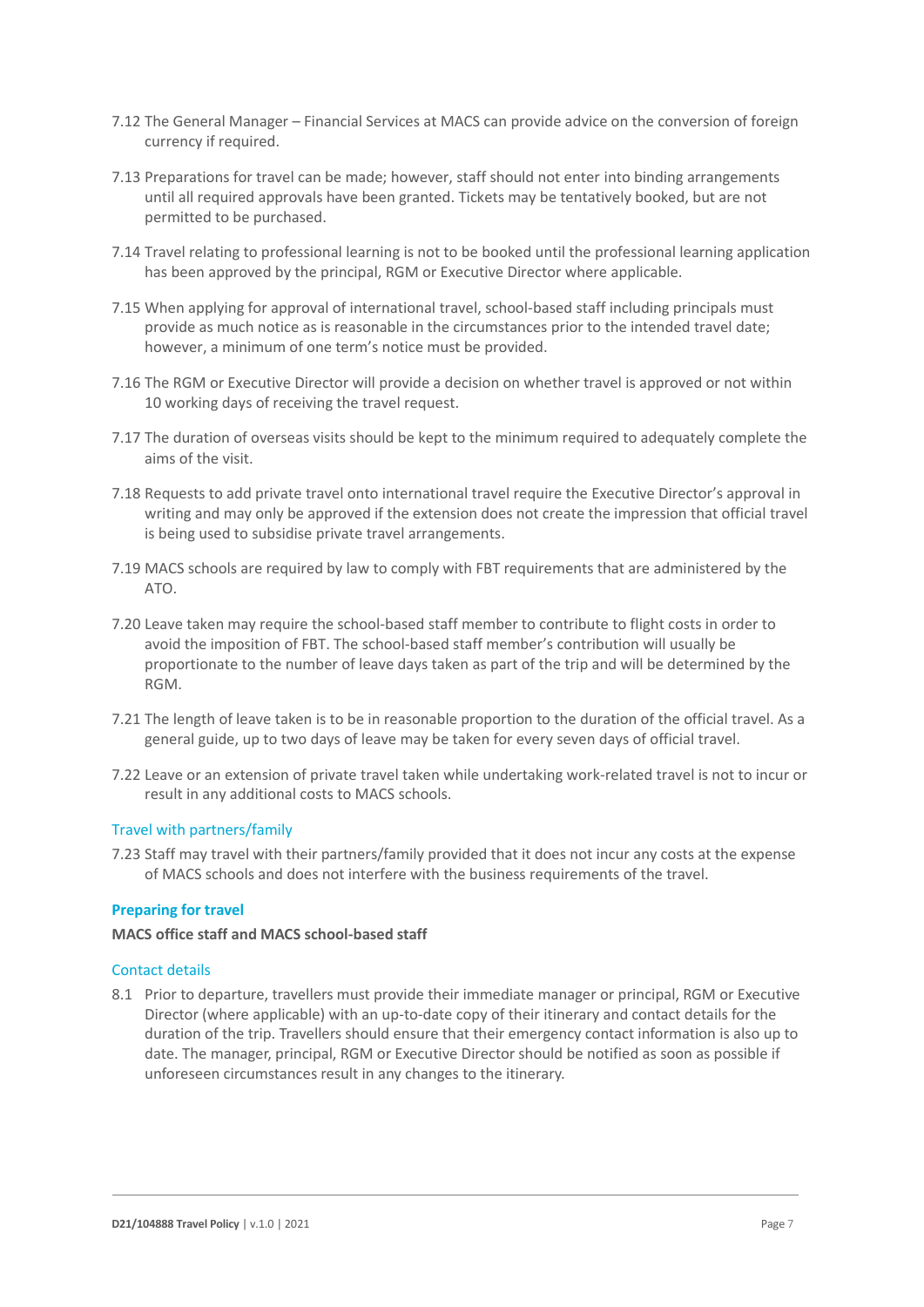7.12 The General Manager – Financial Services at MACS can provide advice on the conversion of foreign currency if required.

7.13 Preparations for travel can be made; however, staff should not enter into binding arrangements until all required approvals have been granted. Tickets may be tentatively booked, but are not permitted to be purchased.

7.14 Travel relating to professional learning is not to be booked until the professional learning application has been approved by the principal, RGM or Executive Director where applicable.

7.15 When applying for approval of international travel, school-based staff including principals must provide as much notice as is reasonable in the circumstances prior to the intended travel date; however, a minimum of one term's notice must be provided.

7.16 The RGM or Executive Director will provide a decision on whether travel is approved or not within 10 working days of receiving the travel request.

7.17 The duration of overseas visits should be kept to the minimum required to adequately complete the aims of the visit.

7.18 Requests to add private travel onto international travel require the Executive Director's approval in writing and may only be approved if the extension does not create the impression that official travel is being used to subsidise private travel arrangements.

7.19 MACS schools are required by law to comply with FBT requirements that are administered by the ATO.

7.20 Leave taken may require the school-based staff member to contribute to flight costs in order to avoid the imposition of FBT. The school-based staff member's contribution will usually be proportionate to the number of leave days taken as part of the trip and will be determined by the RGM.

7.21 The length of leave taken is to be in reasonable proportion to the duration of the official travel. As a general guide, up to two days of leave may be taken for every seven days of official travel.

7.22 Leave or an extension of private travel taken while undertaking work-related travel is not to incur or result in any additional costs to MACS schools.

#### Travel with partners/family

7.23 Staff may travel with their partners/family provided that it does not incur any costs at the expense of MACS schools and does not interfere with the business requirements of the travel.

### Preparing for travel

**MACS office staff and MACS school-based staff**

#### Contact details

8.1 Prior to departure, travellers must provide their immediate manager or principal, RGM or Executive Director (where applicable) with an up-to-date copy of their itinerary and contact details for the duration of the trip. Travellers should ensure that their emergency contact information is also up to date. The manager, principal, RGM or Executive Director should be notified as soon as possible if unforeseen circumstances result in any changes to the itinerary.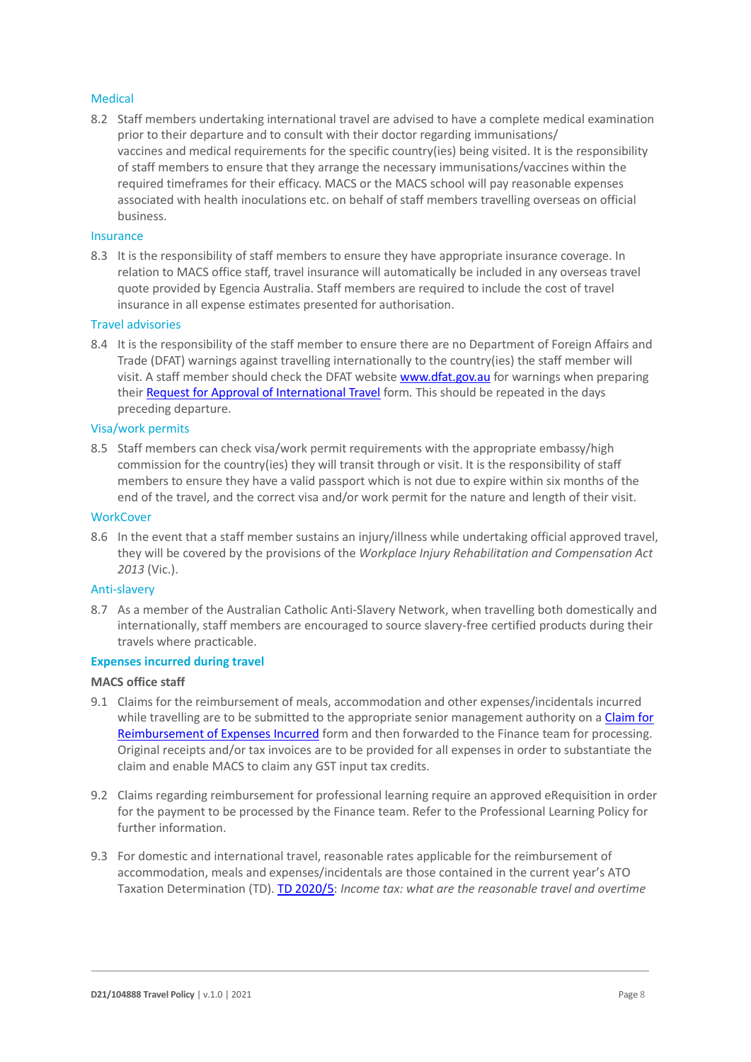### Medical

8.2 Staff members undertaking international travel are advised to have a complete medical examination prior to their departure and to consult with their doctor regarding immunisations/ vaccines and medical requirements for the specific country(ies) being visited. It is the responsibility of staff members to ensure that they arrange the necessary immunisations/vaccines within the required timeframes for their efficacy. MACS or the MACS school will pay reasonable expenses associated with health inoculations etc. on behalf of staff members travelling overseas on official business.

### Insurance

8.3 It is the responsibility of staff members to ensure they have appropriate insurance coverage. In relation to MACS office staff, travel insurance will automatically be included in any overseas travel quote provided by Egencia Australia. Staff members are required to include the cost of travel insurance in all expense estimates presented for authorisation.

### Travel advisories

8.4 It is the responsibility of the staff member to ensure there are no Department of Foreign Affairs and Trade (DFAT) warnings against travelling internationally to the country(ies) the staff member will visit. A staff member should check the DFAT website [www.dfat.gov.au](http://www.dfat.gov.au) for warnings when preparing their [Request for Approval of International Travel](#) form*.* This should be repeated in the days preceding departure.

### Visa/work permits

8.5 Staff members can check visa/work permit requirements with the appropriate embassy/high commission for the country(ies) they will transit through or visit. It is the responsibility of staff members to ensure they have a valid passport which is not due to expire within six months of the end of the travel, and the correct visa and/or work permit for the nature and length of their visit.

### WorkCover

8.6 In the event that a staff member sustains an injury/illness while undertaking official approved travel, they will be covered by the provisions of the *Workplace Injury Rehabilitation and Compensation Act 2013* (Vic.).

### Anti-slavery

8.7 As a member of the Australian Catholic Anti-Slavery Network, when travelling both domestically and internationally, staff members are encouraged to source slavery-free certified products during their travels where practicable.

## Expenses incurred during travel

**MACS office staff**

9.1 Claims for the reimbursement of meals, accommodation and other expenses/incidentals incurred while travelling are to be submitted to the appropriate senior management authority on a [Claim for Reimbursement of Expenses Incurred](#) form and then forwarded to the Finance team for processing. Original receipts and/or tax invoices are to be provided for all expenses in order to substantiate the claim and enable MACS to claim any GST input tax credits.

9.2 Claims regarding reimbursement for professional learning require an approved eRequisition in order for the payment to be processed by the Finance team. Refer to the Professional Learning Policy for further information.

9.3 For domestic and international travel, reasonable rates applicable for the reimbursement of accommodation, meals and expenses/incidentals are those contained in the current year's ATO Taxation Determination (TD). [TD 2020/5](#): *Income tax: what are the reasonable travel and overtime*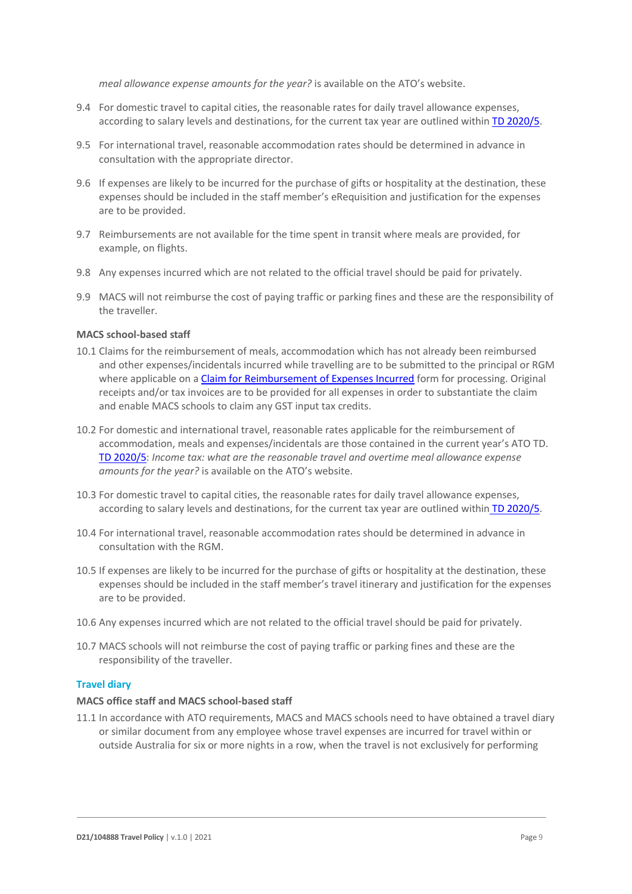*meal allowance expense amounts for the year?* is available on the ATO's website.

9.4 For domestic travel to capital cities, the reasonable rates for daily travel allowance expenses, according to salary levels and destinations, for the current tax year are outlined within TD 2020/5.

9.5 For international travel, reasonable accommodation rates should be determined in advance in consultation with the appropriate director.

9.6 If expenses are likely to be incurred for the purchase of gifts or hospitality at the destination, these expenses should be included in the staff member's eRequisition and justification for the expenses are to be provided.

9.7 Reimbursements are not available for the time spent in transit where meals are provided, for example, on flights.

9.8 Any expenses incurred which are not related to the official travel should be paid for privately.

9.9 MACS will not reimburse the cost of paying traffic or parking fines and these are the responsibility of the traveller.

**MACS school-based staff**

10.1 Claims for the reimbursement of meals, accommodation which has not already been reimbursed and other expenses/incidentals incurred while travelling are to be submitted to the principal or RGM where applicable on a Claim for Reimbursement of Expenses Incurred form for processing. Original receipts and/or tax invoices are to be provided for all expenses in order to substantiate the claim and enable MACS schools to claim any GST input tax credits.

10.2 For domestic and international travel, reasonable rates applicable for the reimbursement of accommodation, meals and expenses/incidentals are those contained in the current year's ATO TD. TD 2020/5: *Income tax: what are the reasonable travel and overtime meal allowance expense amounts for the year?* is available on the ATO's website.

10.3 For domestic travel to capital cities, the reasonable rates for daily travel allowance expenses, according to salary levels and destinations, for the current tax year are outlined within TD 2020/5.

10.4 For international travel, reasonable accommodation rates should be determined in advance in consultation with the RGM.

10.5 If expenses are likely to be incurred for the purchase of gifts or hospitality at the destination, these expenses should be included in the staff member's travel itinerary and justification for the expenses are to be provided.

10.6 Any expenses incurred which are not related to the official travel should be paid for privately.

10.7 MACS schools will not reimburse the cost of paying traffic or parking fines and these are the responsibility of the traveller.

## Travel diary

**MACS office staff and MACS school-based staff**

11.1 In accordance with ATO requirements, MACS and MACS schools need to have obtained a travel diary or similar document from any employee whose travel expenses are incurred for travel within or outside Australia for six or more nights in a row, when the travel is not exclusively for performing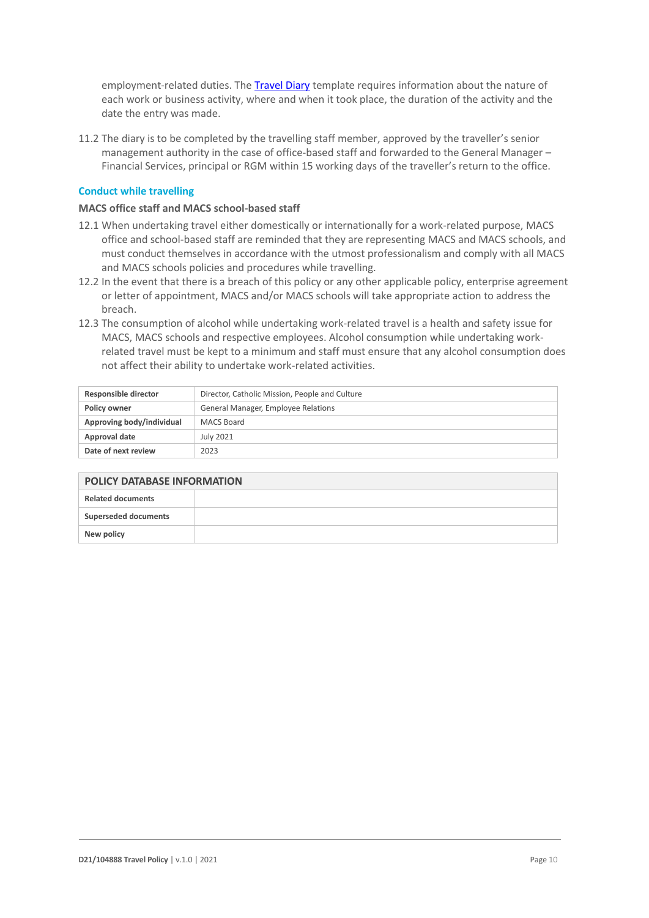employment-related duties. The [Travel Diary] template requires information about the nature of each work or business activity, where and when it took place, the duration of the activity and the date the entry was made.

11.2 The diary is to be completed by the travelling staff member, approved by the traveller's senior management authority in the case of office-based staff and forwarded to the General Manager – Financial Services, principal or RGM within 15 working days of the traveller's return to the office.

## Conduct while travelling

### MACS office staff and MACS school-based staff

12.1 When undertaking travel either domestically or internationally for a work-related purpose, MACS office and school-based staff are reminded that they are representing MACS and MACS schools, and must conduct themselves in accordance with the utmost professionalism and comply with all MACS and MACS schools policies and procedures while travelling.

12.2 In the event that there is a breach of this policy or any other applicable policy, enterprise agreement or letter of appointment, MACS and/or MACS schools will take appropriate action to address the breach.

12.3 The consumption of alcohol while undertaking work-related travel is a health and safety issue for MACS, MACS schools and respective employees. Alcohol consumption while undertaking work-related travel must be kept to a minimum and staff must ensure that any alcohol consumption does not affect their ability to undertake work-related activities.

| | |
|---|---|
| **Responsible director** | Director, Catholic Mission, People and Culture |
| **Policy owner** | General Manager, Employee Relations |
| **Approving body/individual** | MACS Board |
| **Approval date** | July 2021 |
| **Date of next review** | 2023 |

| POLICY DATABASE INFORMATION | |
|---|---|
| **Related documents** | |
| **Superseded documents** | |
| **New policy** | |